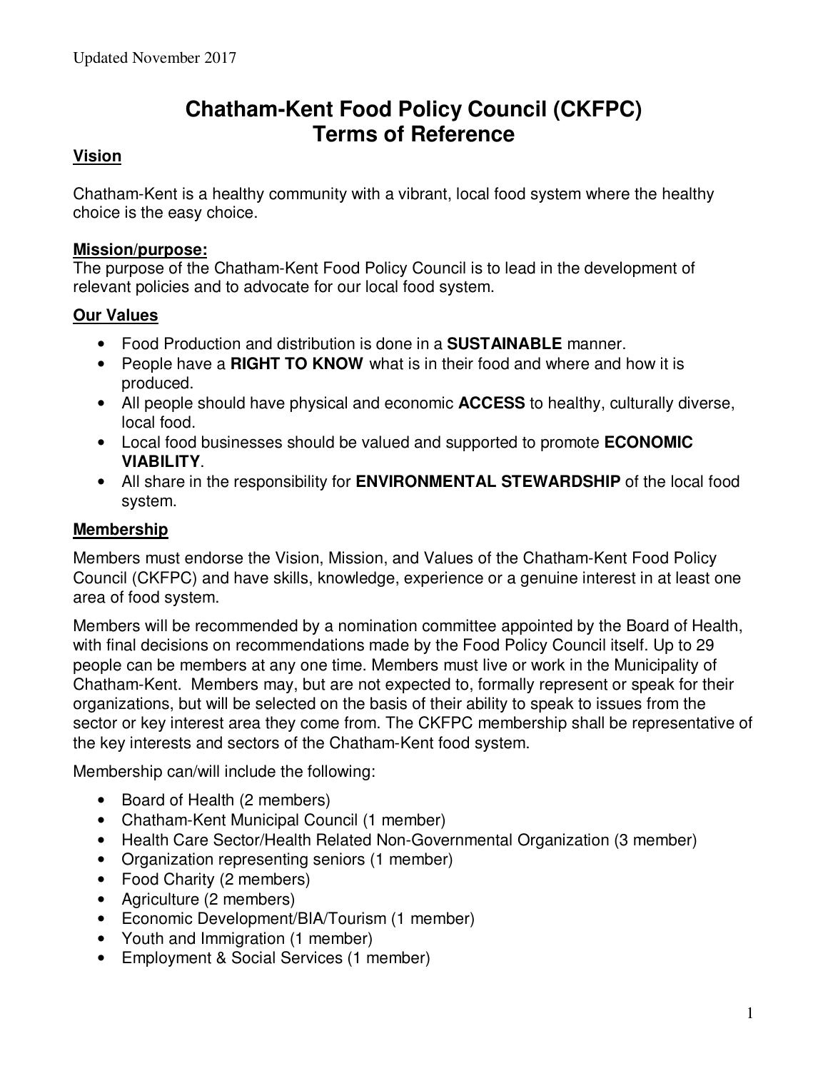Updated November 2017

# Chatham-Kent Food Policy Council (CKFPC) Terms of Reference

## Vision

Chatham-Kent is a healthy community with a vibrant, local food system where the healthy choice is the easy choice.

## Mission/purpose:

The purpose of the Chatham-Kent Food Policy Council is to lead in the development of relevant policies and to advocate for our local food system.

## Our Values

- Food Production and distribution is done in a **SUSTAINABLE** manner.
- People have a **RIGHT TO KNOW** what is in their food and where and how it is produced.
- All people should have physical and economic **ACCESS** to healthy, culturally diverse, local food.
- Local food businesses should be valued and supported to promote **ECONOMIC VIABILITY**.
- All share in the responsibility for **ENVIRONMENTAL STEWARDSHIP** of the local food system.

## Membership

Members must endorse the Vision, Mission, and Values of the Chatham-Kent Food Policy Council (CKFPC) and have skills, knowledge, experience or a genuine interest in at least one area of food system.

Members will be recommended by a nomination committee appointed by the Board of Health, with final decisions on recommendations made by the Food Policy Council itself. Up to 29 people can be members at any one time. Members must live or work in the Municipality of Chatham-Kent. Members may, but are not expected to, formally represent or speak for their organizations, but will be selected on the basis of their ability to speak to issues from the sector or key interest area they come from. The CKFPC membership shall be representative of the key interests and sectors of the Chatham-Kent food system.

Membership can/will include the following:

- Board of Health (2 members)
- Chatham-Kent Municipal Council (1 member)
- Health Care Sector/Health Related Non-Governmental Organization (3 member)
- Organization representing seniors (1 member)
- Food Charity (2 members)
- Agriculture (2 members)
- Economic Development/BIA/Tourism (1 member)
- Youth and Immigration (1 member)
- Employment & Social Services (1 member)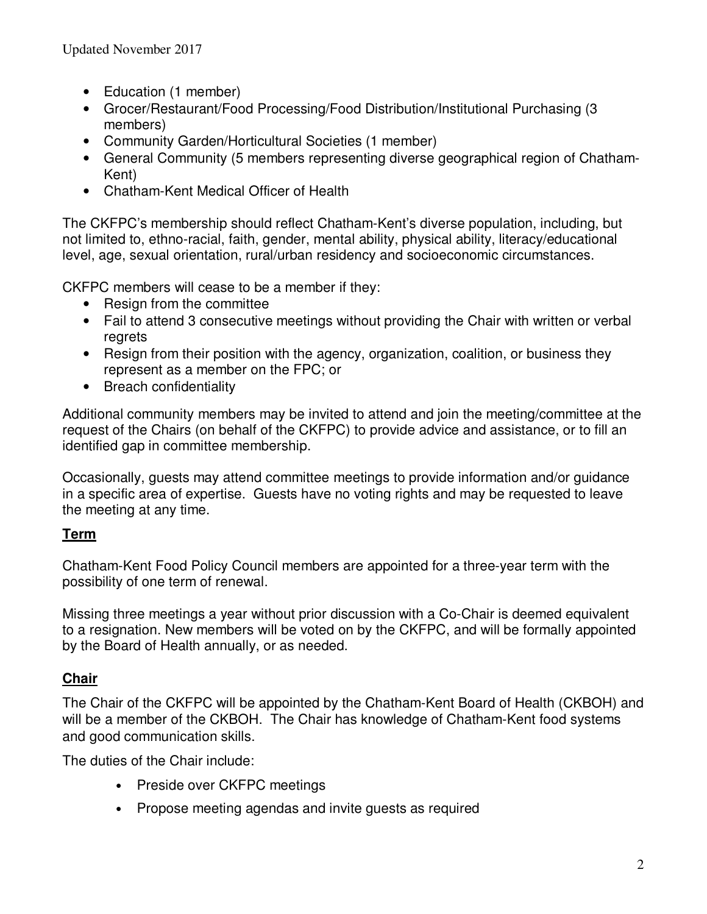- Education (1 member)
- Grocer/Restaurant/Food Processing/Food Distribution/Institutional Purchasing (3 members)
- Community Garden/Horticultural Societies (1 member)
- General Community (5 members representing diverse geographical region of Chatham-Kent)
- Chatham-Kent Medical Officer of Health

The CKFPC's membership should reflect Chatham-Kent's diverse population, including, but not limited to, ethno-racial, faith, gender, mental ability, physical ability, literacy/educational level, age, sexual orientation, rural/urban residency and socioeconomic circumstances.

CKFPC members will cease to be a member if they:

- Resign from the committee
- Fail to attend 3 consecutive meetings without providing the Chair with written or verbal regrets
- Resign from their position with the agency, organization, coalition, or business they represent as a member on the FPC; or
- Breach confidentiality

Additional community members may be invited to attend and join the meeting/committee at the request of the Chairs (on behalf of the CKFPC) to provide advice and assistance, or to fill an identified gap in committee membership.

Occasionally, guests may attend committee meetings to provide information and/or guidance in a specific area of expertise. Guests have no voting rights and may be requested to leave the meeting at any time.

## **Term**

Chatham-Kent Food Policy Council members are appointed for a three-year term with the possibility of one term of renewal.

Missing three meetings a year without prior discussion with a Co-Chair is deemed equivalent to a resignation. New members will be voted on by the CKFPC, and will be formally appointed by the Board of Health annually, or as needed.

## **Chair**

The Chair of the CKFPC will be appointed by the Chatham-Kent Board of Health (CKBOH) and will be a member of the CKBOH. The Chair has knowledge of Chatham-Kent food systems and good communication skills.

The duties of the Chair include:

- Preside over CKFPC meetings
- Propose meeting agendas and invite guests as required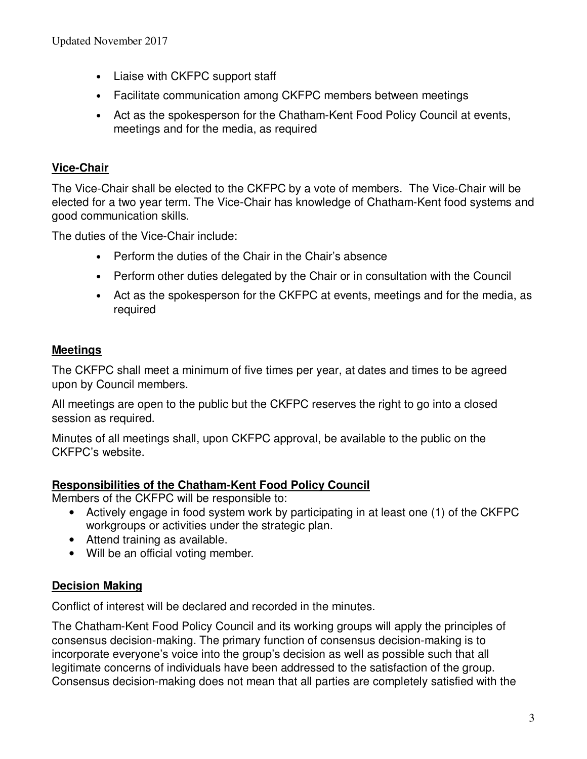- Liaise with CKFPC support staff
- Facilitate communication among CKFPC members between meetings
- Act as the spokesperson for the Chatham-Kent Food Policy Council at events, meetings and for the media, as required

**Vice-Chair**

The Vice-Chair shall be elected to the CKFPC by a vote of members. The Vice-Chair will be elected for a two year term. The Vice-Chair has knowledge of Chatham-Kent food systems and good communication skills.

The duties of the Vice-Chair include:

- Perform the duties of the Chair in the Chair's absence
- Perform other duties delegated by the Chair or in consultation with the Council
- Act as the spokesperson for the CKFPC at events, meetings and for the media, as required

**Meetings**

The CKFPC shall meet a minimum of five times per year, at dates and times to be agreed upon by Council members.

All meetings are open to the public but the CKFPC reserves the right to go into a closed session as required.

Minutes of all meetings shall, upon CKFPC approval, be available to the public on the CKFPC's website.

**Responsibilities of the Chatham-Kent Food Policy Council**

Members of the CKFPC will be responsible to:

- Actively engage in food system work by participating in at least one (1) of the CKFPC workgroups or activities under the strategic plan.
- Attend training as available.
- Will be an official voting member.

**Decision Making**

Conflict of interest will be declared and recorded in the minutes.

The Chatham-Kent Food Policy Council and its working groups will apply the principles of consensus decision-making. The primary function of consensus decision-making is to incorporate everyone's voice into the group's decision as well as possible such that all legitimate concerns of individuals have been addressed to the satisfaction of the group. Consensus decision-making does not mean that all parties are completely satisfied with the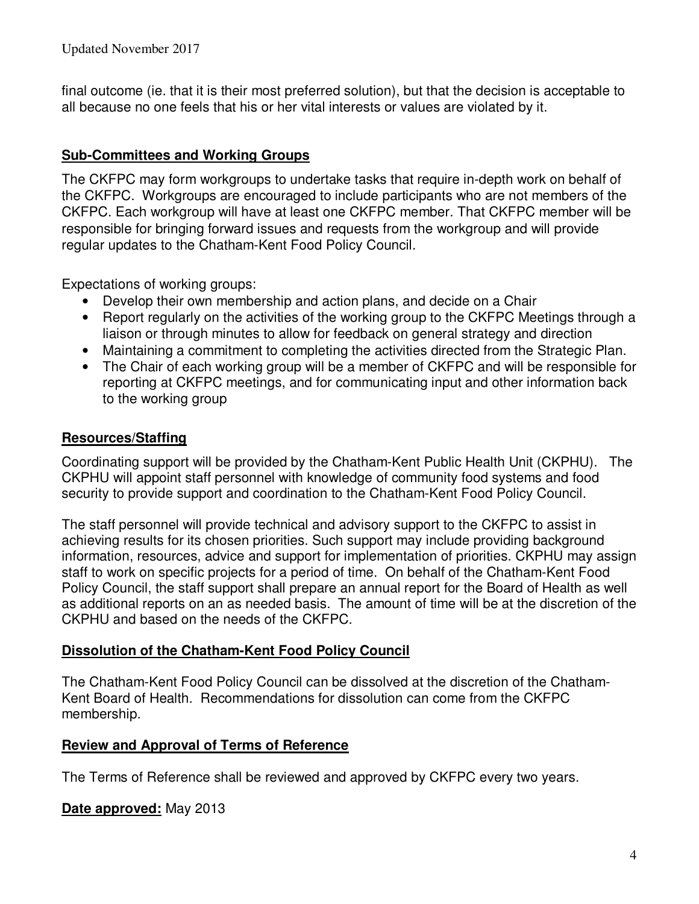final outcome (ie. that it is their most preferred solution), but that the decision is acceptable to all because no one feels that his or her vital interests or values are violated by it.

## **Sub-Committees and Working Groups**

The CKFPC may form workgroups to undertake tasks that require in-depth work on behalf of the CKFPC. Workgroups are encouraged to include participants who are not members of the CKFPC. Each workgroup will have at least one CKFPC member. That CKFPC member will be responsible for bringing forward issues and requests from the workgroup and will provide regular updates to the Chatham-Kent Food Policy Council.

Expectations of working groups:

- Develop their own membership and action plans, and decide on a Chair
- Report regularly on the activities of the working group to the CKFPC Meetings through a liaison or through minutes to allow for feedback on general strategy and direction
- Maintaining a commitment to completing the activities directed from the Strategic Plan.
- The Chair of each working group will be a member of CKFPC and will be responsible for reporting at CKFPC meetings, and for communicating input and other information back to the working group

## **Resources/Staffing**

Coordinating support will be provided by the Chatham-Kent Public Health Unit (CKPHU). The CKPHU will appoint staff personnel with knowledge of community food systems and food security to provide support and coordination to the Chatham-Kent Food Policy Council.

The staff personnel will provide technical and advisory support to the CKFPC to assist in achieving results for its chosen priorities. Such support may include providing background information, resources, advice and support for implementation of priorities. CKPHU may assign staff to work on specific projects for a period of time. On behalf of the Chatham-Kent Food Policy Council, the staff support shall prepare an annual report for the Board of Health as well as additional reports on an as needed basis. The amount of time will be at the discretion of the CKPHU and based on the needs of the CKFPC.

## **Dissolution of the Chatham-Kent Food Policy Council**

The Chatham-Kent Food Policy Council can be dissolved at the discretion of the Chatham-Kent Board of Health. Recommendations for dissolution can come from the CKFPC membership.

## **Review and Approval of Terms of Reference**

The Terms of Reference shall be reviewed and approved by CKFPC every two years.

**Date approved:** May 2013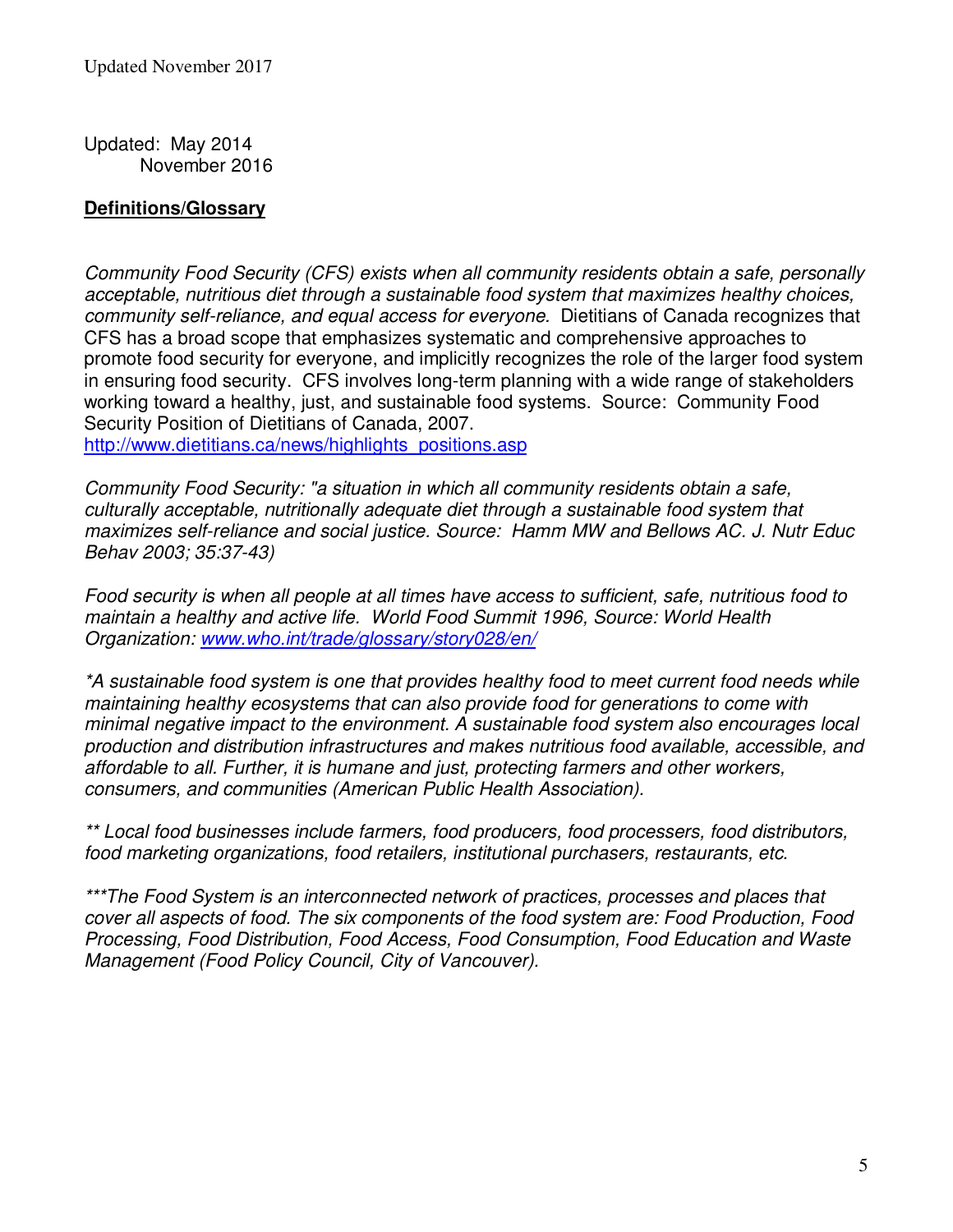Updated November 2017

Updated: May 2014
November 2016

**Definitions/Glossary**

*Community Food Security (CFS) exists when all community residents obtain a safe, personally acceptable, nutritious diet through a sustainable food system that maximizes healthy choices, community self-reliance, and equal access for everyone.* Dietitians of Canada recognizes that CFS has a broad scope that emphasizes systematic and comprehensive approaches to promote food security for everyone, and implicitly recognizes the role of the larger food system in ensuring food security. CFS involves long-term planning with a wide range of stakeholders working toward a healthy, just, and sustainable food systems. Source: Community Food Security Position of Dietitians of Canada, 2007.
http://www.dietitians.ca/news/highlights_positions.asp

*Community Food Security: "a situation in which all community residents obtain a safe, culturally acceptable, nutritionally adequate diet through a sustainable food system that maximizes self-reliance and social justice. Source: Hamm MW and Bellows AC. J. Nutr Educ Behav 2003; 35:37-43)*

*Food security is when all people at all times have access to sufficient, safe, nutritious food to maintain a healthy and active life. World Food Summit 1996, Source: World Health Organization: www.who.int/trade/glossary/story028/en/*

*\*A sustainable food system is one that provides healthy food to meet current food needs while maintaining healthy ecosystems that can also provide food for generations to come with minimal negative impact to the environment. A sustainable food system also encourages local production and distribution infrastructures and makes nutritious food available, accessible, and affordable to all. Further, it is humane and just, protecting farmers and other workers, consumers, and communities (American Public Health Association).*

*\*\* Local food businesses include farmers, food producers, food processers, food distributors, food marketing organizations, food retailers, institutional purchasers, restaurants, etc.*

*\*\*\*The Food System is an interconnected network of practices, processes and places that cover all aspects of food. The six components of the food system are: Food Production, Food Processing, Food Distribution, Food Access, Food Consumption, Food Education and Waste Management (Food Policy Council, City of Vancouver).*